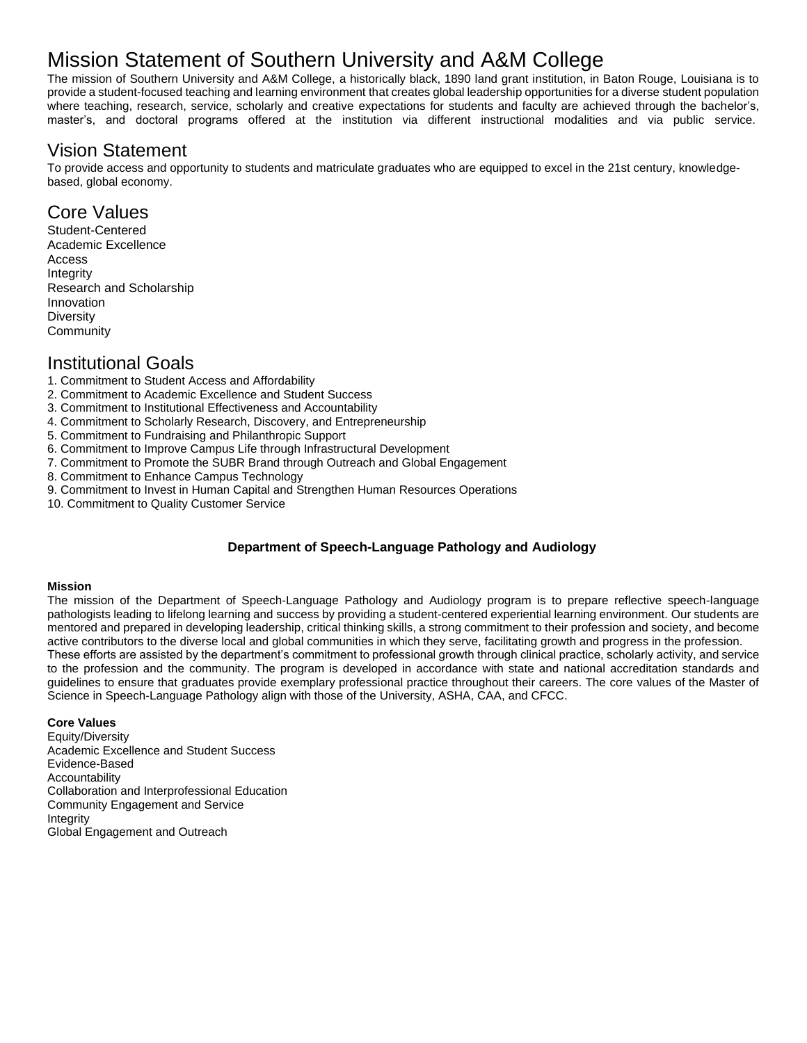# Mission Statement of Southern University and A&M College

The mission of Southern University and A&M College, a historically black, 1890 land grant institution, in Baton Rouge, Louisiana is to provide a student-focused teaching and learning environment that creates global leadership opportunities for a diverse student population where teaching, research, service, scholarly and creative expectations for students and faculty are achieved through the bachelor's, master's, and doctoral programs offered at the institution via different instructional modalities and via public service.

# Vision Statement

To provide access and opportunity to students and matriculate graduates who are equipped to excel in the 21st century, knowledge-based, global economy.

# Core Values

Student-Centered
Academic Excellence
Access
Integrity
Research and Scholarship
Innovation
Diversity
Community

# Institutional Goals

1. Commitment to Student Access and Affordability
2. Commitment to Academic Excellence and Student Success
3. Commitment to Institutional Effectiveness and Accountability
4. Commitment to Scholarly Research, Discovery, and Entrepreneurship
5. Commitment to Fundraising and Philanthropic Support
6. Commitment to Improve Campus Life through Infrastructural Development
7. Commitment to Promote the SUBR Brand through Outreach and Global Engagement
8. Commitment to Enhance Campus Technology
9. Commitment to Invest in Human Capital and Strengthen Human Resources Operations
10. Commitment to Quality Customer Service

## Department of Speech-Language Pathology and Audiology

**Mission**

The mission of the Department of Speech-Language Pathology and Audiology program is to prepare reflective speech-language pathologists leading to lifelong learning and success by providing a student-centered experiential learning environment. Our students are mentored and prepared in developing leadership, critical thinking skills, a strong commitment to their profession and society, and become active contributors to the diverse local and global communities in which they serve, facilitating growth and progress in the profession. These efforts are assisted by the department's commitment to professional growth through clinical practice, scholarly activity, and service to the profession and the community. The program is developed in accordance with state and national accreditation standards and guidelines to ensure that graduates provide exemplary professional practice throughout their careers. The core values of the Master of Science in Speech-Language Pathology align with those of the University, ASHA, CAA, and CFCC.

**Core Values**

Equity/Diversity
Academic Excellence and Student Success
Evidence-Based
Accountability
Collaboration and Interprofessional Education
Community Engagement and Service
Integrity
Global Engagement and Outreach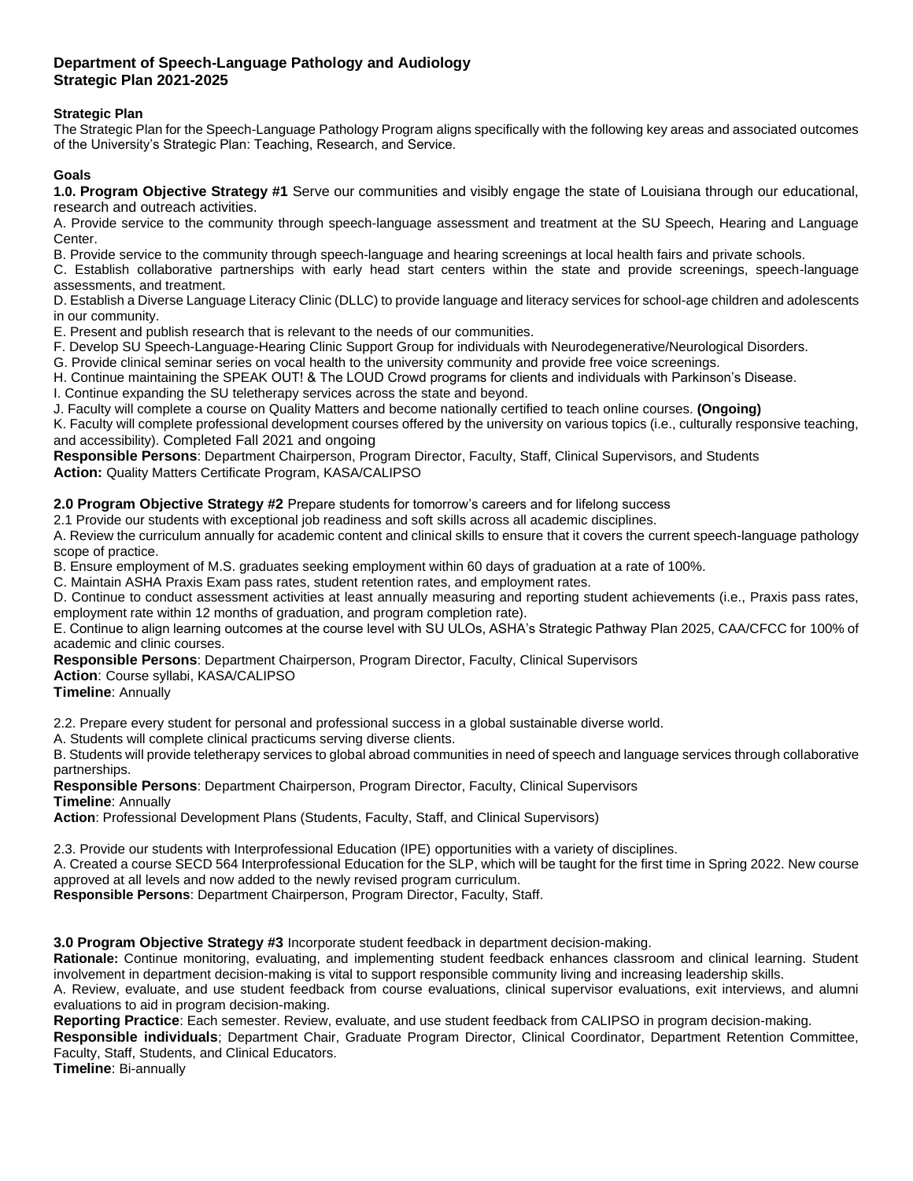**Department of Speech-Language Pathology and Audiology**
**Strategic Plan 2021-2025**

**Strategic Plan**

The Strategic Plan for the Speech-Language Pathology Program aligns specifically with the following key areas and associated outcomes of the University's Strategic Plan: Teaching, Research, and Service.

**Goals**

**1.0. Program Objective Strategy #1** Serve our communities and visibly engage the state of Louisiana through our educational, research and outreach activities.

A. Provide service to the community through speech-language assessment and treatment at the SU Speech, Hearing and Language Center.

B. Provide service to the community through speech-language and hearing screenings at local health fairs and private schools.

C. Establish collaborative partnerships with early head start centers within the state and provide screenings, speech-language assessments, and treatment.

D. Establish a Diverse Language Literacy Clinic (DLLC) to provide language and literacy services for school-age children and adolescents in our community.

E. Present and publish research that is relevant to the needs of our communities.

F. Develop SU Speech-Language-Hearing Clinic Support Group for individuals with Neurodegenerative/Neurological Disorders.

G. Provide clinical seminar series on vocal health to the university community and provide free voice screenings.

H. Continue maintaining the SPEAK OUT! & The LOUD Crowd programs for clients and individuals with Parkinson's Disease.

I. Continue expanding the SU teletherapy services across the state and beyond.

J. Faculty will complete a course on Quality Matters and become nationally certified to teach online courses. **(Ongoing)**

K. Faculty will complete professional development courses offered by the university on various topics (i.e., culturally responsive teaching, and accessibility). Completed Fall 2021 and ongoing

**Responsible Persons**: Department Chairperson, Program Director, Faculty, Staff, Clinical Supervisors, and Students

**Action:** Quality Matters Certificate Program, KASA/CALIPSO

**2.0 Program Objective Strategy #2** Prepare students for tomorrow's careers and for lifelong success

2.1 Provide our students with exceptional job readiness and soft skills across all academic disciplines.

A. Review the curriculum annually for academic content and clinical skills to ensure that it covers the current speech-language pathology scope of practice.

B. Ensure employment of M.S. graduates seeking employment within 60 days of graduation at a rate of 100%.

C. Maintain ASHA Praxis Exam pass rates, student retention rates, and employment rates.

D. Continue to conduct assessment activities at least annually measuring and reporting student achievements (i.e., Praxis pass rates, employment rate within 12 months of graduation, and program completion rate).

E. Continue to align learning outcomes at the course level with SU ULOs, ASHA's Strategic Pathway Plan 2025, CAA/CFCC for 100% of academic and clinic courses.

**Responsible Persons**: Department Chairperson, Program Director, Faculty, Clinical Supervisors

**Action**: Course syllabi, KASA/CALIPSO

**Timeline**: Annually

2.2. Prepare every student for personal and professional success in a global sustainable diverse world.

A. Students will complete clinical practicums serving diverse clients.

B. Students will provide teletherapy services to global abroad communities in need of speech and language services through collaborative partnerships.

**Responsible Persons**: Department Chairperson, Program Director, Faculty, Clinical Supervisors

**Timeline**: Annually

**Action**: Professional Development Plans (Students, Faculty, Staff, and Clinical Supervisors)

2.3. Provide our students with Interprofessional Education (IPE) opportunities with a variety of disciplines.

A. Created a course SECD 564 Interprofessional Education for the SLP, which will be taught for the first time in Spring 2022. New course approved at all levels and now added to the newly revised program curriculum.

**Responsible Persons**: Department Chairperson, Program Director, Faculty, Staff.

**3.0 Program Objective Strategy #3** Incorporate student feedback in department decision-making.

**Rationale:** Continue monitoring, evaluating, and implementing student feedback enhances classroom and clinical learning. Student involvement in department decision-making is vital to support responsible community living and increasing leadership skills.

A. Review, evaluate, and use student feedback from course evaluations, clinical supervisor evaluations, exit interviews, and alumni evaluations to aid in program decision-making.

**Reporting Practice**: Each semester. Review, evaluate, and use student feedback from CALIPSO in program decision-making.

**Responsible individuals**; Department Chair, Graduate Program Director, Clinical Coordinator, Department Retention Committee, Faculty, Staff, Students, and Clinical Educators.

**Timeline**: Bi-annually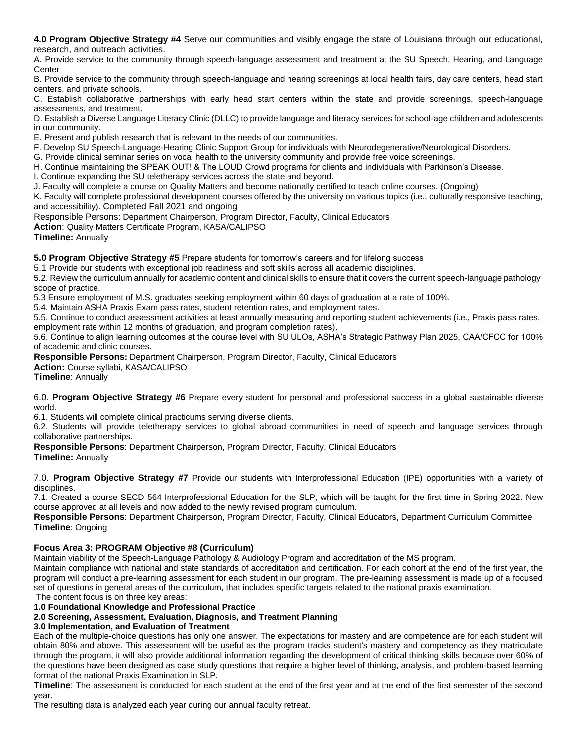**4.0 Program Objective Strategy #4** Serve our communities and visibly engage the state of Louisiana through our educational, research, and outreach activities.

A. Provide service to the community through speech-language assessment and treatment at the SU Speech, Hearing, and Language Center

B. Provide service to the community through speech-language and hearing screenings at local health fairs, day care centers, head start centers, and private schools.

C. Establish collaborative partnerships with early head start centers within the state and provide screenings, speech-language assessments, and treatment.

D. Establish a Diverse Language Literacy Clinic (DLLC) to provide language and literacy services for school-age children and adolescents in our community.

E. Present and publish research that is relevant to the needs of our communities.

F. Develop SU Speech-Language-Hearing Clinic Support Group for individuals with Neurodegenerative/Neurological Disorders.

G. Provide clinical seminar series on vocal health to the university community and provide free voice screenings.

H. Continue maintaining the SPEAK OUT! & The LOUD Crowd programs for clients and individuals with Parkinson's Disease.

I. Continue expanding the SU teletherapy services across the state and beyond.

J. Faculty will complete a course on Quality Matters and become nationally certified to teach online courses. (Ongoing)

K. Faculty will complete professional development courses offered by the university on various topics (i.e., culturally responsive teaching, and accessibility). Completed Fall 2021 and ongoing

Responsible Persons: Department Chairperson, Program Director, Faculty, Clinical Educators

**Action**: Quality Matters Certificate Program, KASA/CALIPSO

**Timeline:** Annually

**5.0 Program Objective Strategy #5** Prepare students for tomorrow's careers and for lifelong success

5.1 Provide our students with exceptional job readiness and soft skills across all academic disciplines.

5.2. Review the curriculum annually for academic content and clinical skills to ensure that it covers the current speech-language pathology scope of practice.

5.3 Ensure employment of M.S. graduates seeking employment within 60 days of graduation at a rate of 100%.

5.4. Maintain ASHA Praxis Exam pass rates, student retention rates, and employment rates.

5.5. Continue to conduct assessment activities at least annually measuring and reporting student achievements (i.e., Praxis pass rates, employment rate within 12 months of graduation, and program completion rates).

5.6. Continue to align learning outcomes at the course level with SU ULOs, ASHA's Strategic Pathway Plan 2025, CAA/CFCC for 100% of academic and clinic courses.

**Responsible Persons:** Department Chairperson, Program Director, Faculty, Clinical Educators

**Action:** Course syllabi, KASA/CALIPSO

**Timeline**: Annually

6.0. **Program Objective Strategy #6** Prepare every student for personal and professional success in a global sustainable diverse world.

6.1. Students will complete clinical practicums serving diverse clients.

6.2. Students will provide teletherapy services to global abroad communities in need of speech and language services through collaborative partnerships.

**Responsible Persons**: Department Chairperson, Program Director, Faculty, Clinical Educators

**Timeline:** Annually

7.0. **Program Objective Strategy #7** Provide our students with Interprofessional Education (IPE) opportunities with a variety of disciplines.

7.1. Created a course SECD 564 Interprofessional Education for the SLP, which will be taught for the first time in Spring 2022. New course approved at all levels and now added to the newly revised program curriculum.

**Responsible Persons**: Department Chairperson, Program Director, Faculty, Clinical Educators, Department Curriculum Committee

**Timeline**: Ongoing

**Focus Area 3: PROGRAM Objective #8 (Curriculum)**

Maintain viability of the Speech-Language Pathology & Audiology Program and accreditation of the MS program.

Maintain compliance with national and state standards of accreditation and certification. For each cohort at the end of the first year, the program will conduct a pre-learning assessment for each student in our program. The pre-learning assessment is made up of a focused set of questions in general areas of the curriculum, that includes specific targets related to the national praxis examination.

The content focus is on three key areas:

**1.0 Foundational Knowledge and Professional Practice**

**2.0 Screening, Assessment, Evaluation, Diagnosis, and Treatment Planning**

**3.0 Implementation, and Evaluation of Treatment**

Each of the multiple-choice questions has only one answer. The expectations for mastery and are competence are for each student will obtain 80% and above. This assessment will be useful as the program tracks student's mastery and competency as they matriculate through the program, it will also provide additional information regarding the development of critical thinking skills because over 60% of the questions have been designed as case study questions that require a higher level of thinking, analysis, and problem-based learning format of the national Praxis Examination in SLP.

**Timeline**: The assessment is conducted for each student at the end of the first year and at the end of the first semester of the second year.

The resulting data is analyzed each year during our annual faculty retreat.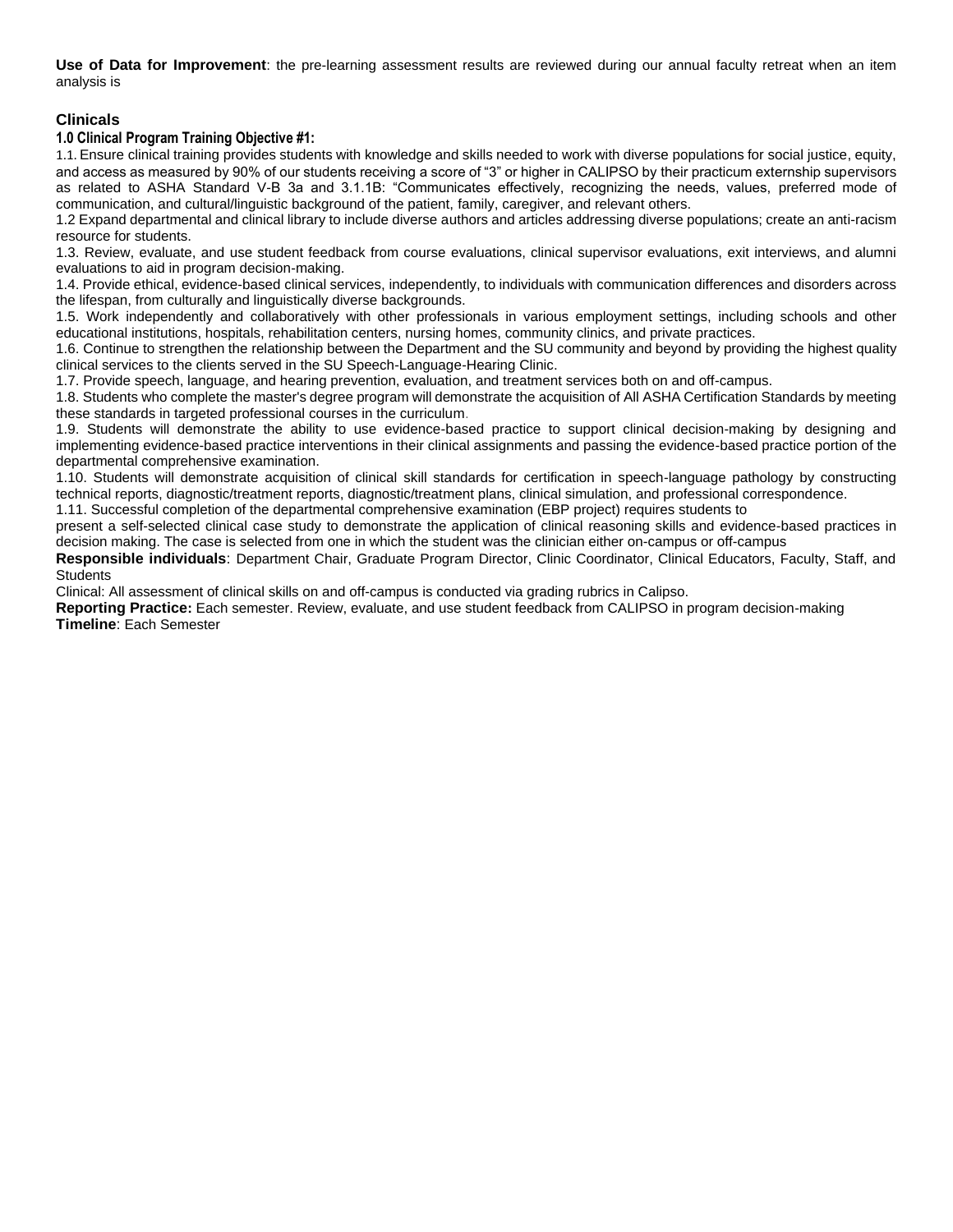**Use of Data for Improvement**: the pre-learning assessment results are reviewed during our annual faculty retreat when an item analysis is

## Clinicals

### 1.0 Clinical Program Training Objective #1:

1.1. Ensure clinical training provides students with knowledge and skills needed to work with diverse populations for social justice, equity, and access as measured by 90% of our students receiving a score of "3" or higher in CALIPSO by their practicum externship supervisors as related to ASHA Standard V-B 3a and 3.1.1B: "Communicates effectively, recognizing the needs, values, preferred mode of communication, and cultural/linguistic background of the patient, family, caregiver, and relevant others.

1.2 Expand departmental and clinical library to include diverse authors and articles addressing diverse populations; create an anti-racism resource for students.

1.3. Review, evaluate, and use student feedback from course evaluations, clinical supervisor evaluations, exit interviews, and alumni evaluations to aid in program decision-making.

1.4. Provide ethical, evidence-based clinical services, independently, to individuals with communication differences and disorders across the lifespan, from culturally and linguistically diverse backgrounds.

1.5. Work independently and collaboratively with other professionals in various employment settings, including schools and other educational institutions, hospitals, rehabilitation centers, nursing homes, community clinics, and private practices.

1.6. Continue to strengthen the relationship between the Department and the SU community and beyond by providing the highest quality clinical services to the clients served in the SU Speech-Language-Hearing Clinic.

1.7. Provide speech, language, and hearing prevention, evaluation, and treatment services both on and off-campus.

1.8. Students who complete the master's degree program will demonstrate the acquisition of All ASHA Certification Standards by meeting these standards in targeted professional courses in the curriculum.

1.9. Students will demonstrate the ability to use evidence-based practice to support clinical decision-making by designing and implementing evidence-based practice interventions in their clinical assignments and passing the evidence-based practice portion of the departmental comprehensive examination.

1.10. Students will demonstrate acquisition of clinical skill standards for certification in speech-language pathology by constructing technical reports, diagnostic/treatment reports, diagnostic/treatment plans, clinical simulation, and professional correspondence.

1.11. Successful completion of the departmental comprehensive examination (EBP project) requires students to present a self-selected clinical case study to demonstrate the application of clinical reasoning skills and evidence-based practices in decision making. The case is selected from one in which the student was the clinician either on-campus or off-campus

**Responsible individuals**: Department Chair, Graduate Program Director, Clinic Coordinator, Clinical Educators, Faculty, Staff, and Students

Clinical: All assessment of clinical skills on and off-campus is conducted via grading rubrics in Calipso.

**Reporting Practice:** Each semester. Review, evaluate, and use student feedback from CALIPSO in program decision-making

**Timeline**: Each Semester